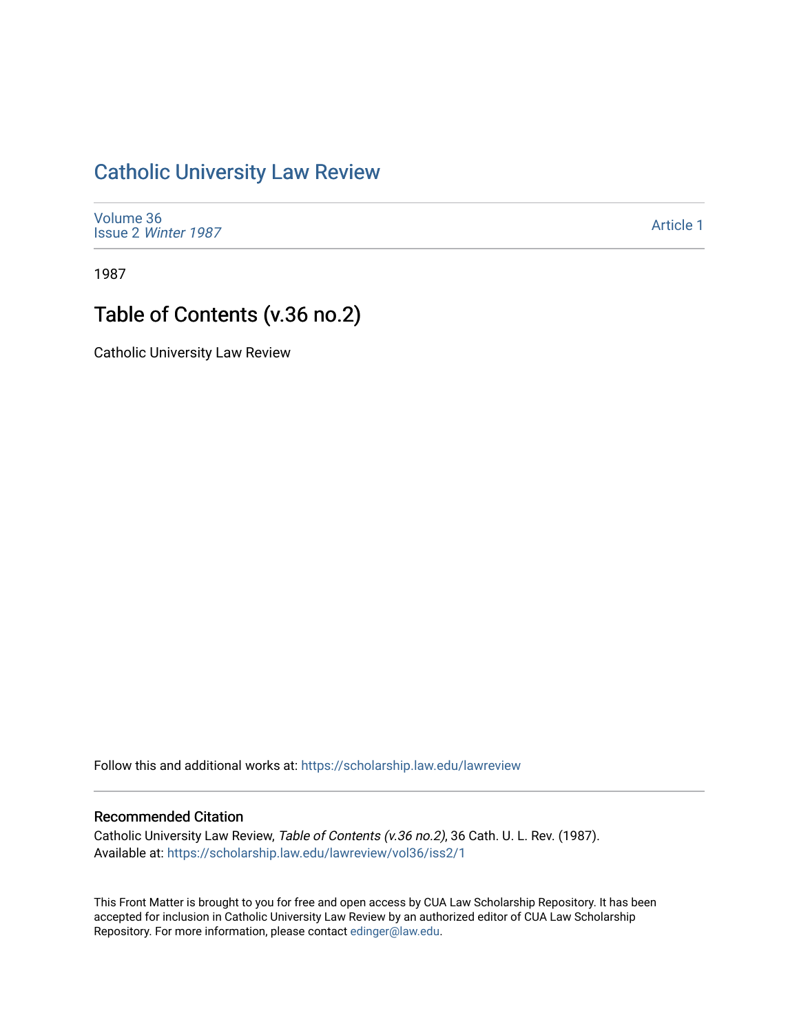# Catholic University Law Review

Volume 36
Issue 2 *Winter 1987*

Article 1

1987

## Table of Contents (v.36 no.2)

Catholic University Law Review

Follow this and additional works at: https://scholarship.law.edu/lawreview

### Recommended Citation

Catholic University Law Review, *Table of Contents (v.36 no.2)*, 36 Cath. U. L. Rev. (1987).
Available at: https://scholarship.law.edu/lawreview/vol36/iss2/1

This Front Matter is brought to you for free and open access by CUA Law Scholarship Repository. It has been accepted for inclusion in Catholic University Law Review by an authorized editor of CUA Law Scholarship Repository. For more information, please contact edinger@law.edu.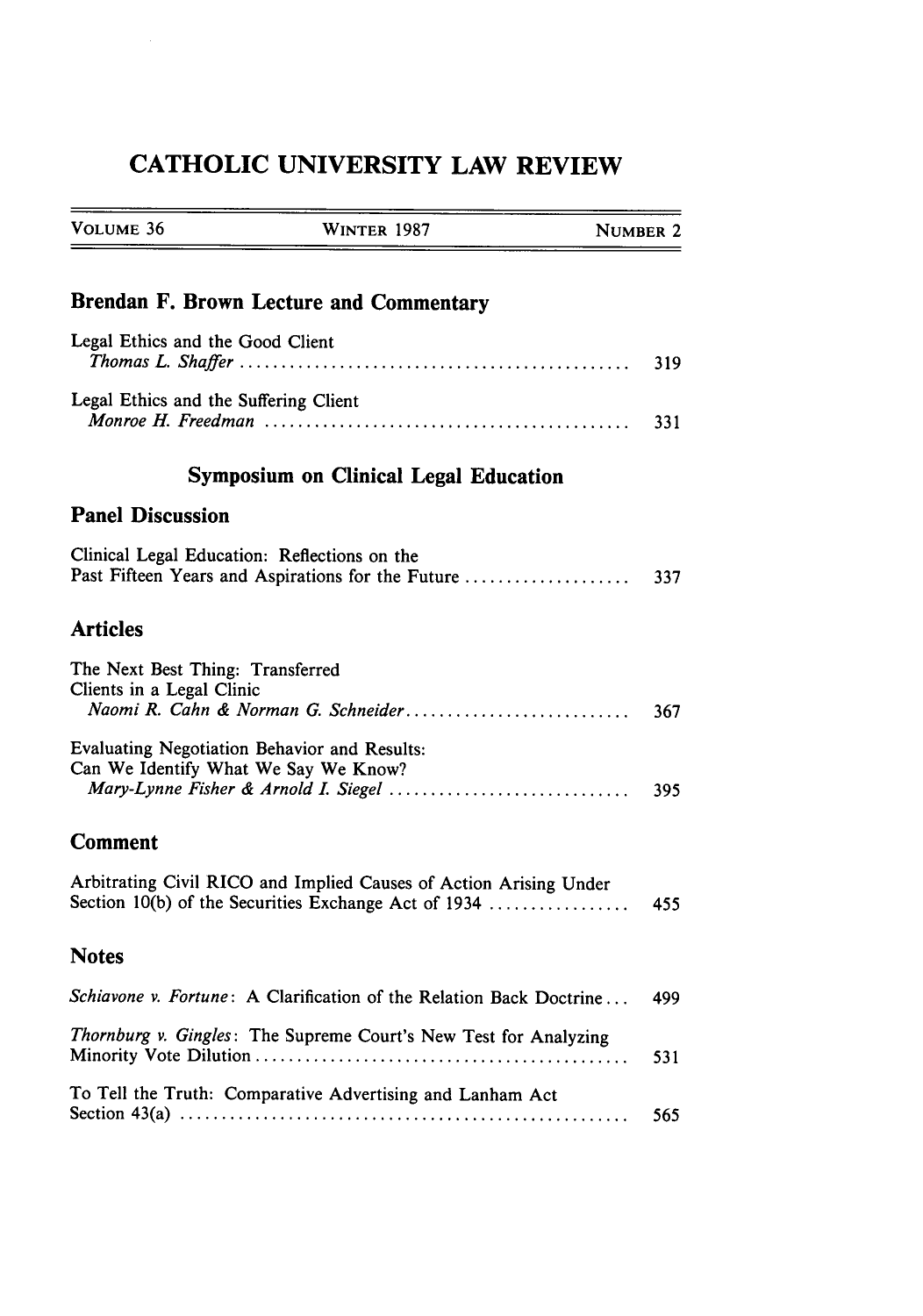# CATHOLIC UNIVERSITY LAW REVIEW

| VOLUME 36 | WINTER 1987 | NUMBER 2 |
|---|---|---|

## Brendan F. Brown Lecture and Commentary

Legal Ethics and the Good Client
*Thomas L. Shaffer* .............................................. 319

Legal Ethics and the Suffering Client
*Monroe H. Freedman* ........................................... 331

## Symposium on Clinical Legal Education

## Panel Discussion

Clinical Legal Education: Reflections on the
Past Fifteen Years and Aspirations for the Future .................... 337

## Articles

The Next Best Thing: Transferred
Clients in a Legal Clinic
*Naomi R. Cahn & Norman G. Schneider*........................... 367

Evaluating Negotiation Behavior and Results:
Can We Identify What We Say We Know?
*Mary-Lynne Fisher & Arnold I. Siegel* ............................. 395

## Comment

Arbitrating Civil RICO and Implied Causes of Action Arising Under
Section 10(b) of the Securities Exchange Act of 1934 ................. 455

## Notes

*Schiavone v. Fortune*: A Clarification of the Relation Back Doctrine... 499

*Thornburg v. Gingles*: The Supreme Court's New Test for Analyzing
Minority Vote Dilution............................................. 531

To Tell the Truth: Comparative Advertising and Lanham Act
Section 43(a) ...................................................... 565